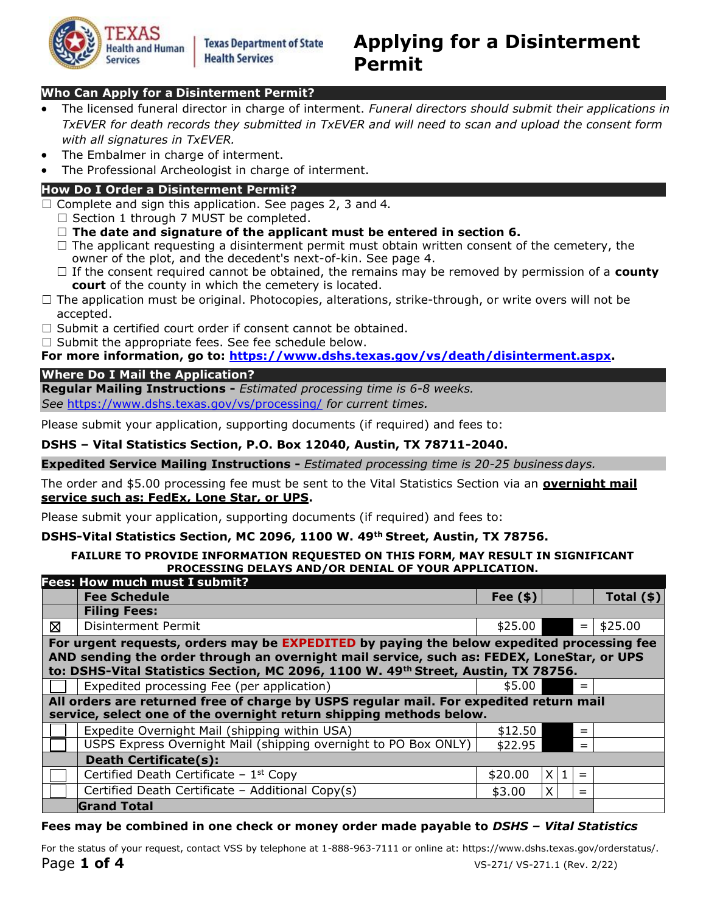Texas Health and Human Services | Texas Department of State Health Services

# Applying for a Disinterment Permit

## Who Can Apply for a Disinterment Permit?

- The licensed funeral director in charge of interment. *Funeral directors should submit their applications in TxEVER for death records they submitted in TxEVER and will need to scan and upload the consent form with all signatures in TxEVER.*
- The Embalmer in charge of interment.
- The Professional Archeologist in charge of interment.

## How Do I Order a Disinterment Permit?

☐ Complete and sign this application. See pages 2, 3 and 4.
  - ☐ Section 1 through 7 MUST be completed.
  - ☐ **The date and signature of the applicant must be entered in section 6.**
  - ☐ The applicant requesting a disinterment permit must obtain written consent of the cemetery, the owner of the plot, and the decedent's next-of-kin. See page 4.
  - ☐ If the consent required cannot be obtained, the remains may be removed by permission of a **county court** of the county in which the cemetery is located.

☐ The application must be original. Photocopies, alterations, strike-through, or write overs will not be accepted.

☐ Submit a certified court order if consent cannot be obtained.

☐ Submit the appropriate fees. See fee schedule below.

**For more information, go to: https://www.dshs.texas.gov/vs/death/disinterment.aspx.**

## Where Do I Mail the Application?

**Regular Mailing Instructions -** *Estimated processing time is 6-8 weeks.*
*See* https://www.dshs.texas.gov/vs/processing/ *for current times.*

Please submit your application, supporting documents (if required) and fees to:

**DSHS – Vital Statistics Section, P.O. Box 12040, Austin, TX 78711-2040.**

**Expedited Service Mailing Instructions -** *Estimated processing time is 20-25 business days.*

The order and $5.00 processing fee must be sent to the Vital Statistics Section via an **overnight mail service such as: FedEx, Lone Star, or UPS**.

Please submit your application, supporting documents (if required) and fees to:

**DSHS-Vital Statistics Section, MC 2096, 1100 W. 49th Street, Austin, TX 78756.**

**FAILURE TO PROVIDE INFORMATION REQUESTED ON THIS FORM, MAY RESULT IN SIGNIFICANT PROCESSING DELAYS AND/OR DENIAL OF YOUR APPLICATION.**

## Fees: How much must I submit?

| | Fee Schedule | Fee ($) | | | | Total ($) |
|---|---|---|---|---|---|---|
| | **Filing Fees:** | | | | | |
| ☒ | Disinterment Permit | $25.00 | | | = | $25.00 |
| **For urgent requests, orders may be EXPEDITED by paying the below expedited processing fee AND sending the order through an overnight mail service, such as: FEDEX, LoneStar, or UPS to: DSHS-Vital Statistics Section, MC 2096, 1100 W. 49th Street, Austin, TX 78756.** | | | | | | |
| ☐ | Expedited processing Fee (per application) | $5.00 | | | = | |
| **All orders are returned free of charge by USPS regular mail. For expedited return mail service, select one of the overnight return shipping methods below.** | | | | | | |
| ☐ | Expedite Overnight Mail (shipping within USA) | $12.50 | | | = | |
| ☐ | USPS Express Overnight Mail (shipping overnight to PO Box ONLY) | $22.95 | | | = | |
| | **Death Certificate(s):** | | | | | |
| ☐ | Certified Death Certificate – 1st Copy | $20.00 | X | 1 | = | |
| ☐ | Certified Death Certificate – Additional Copy(s) | $3.00 | X | | = | |
| | **Grand Total** | | | | | |

**Fees may be combined in one check or money order made payable to *DSHS – Vital Statistics***

For the status of your request, contact VSS by telephone at 1-888-963-7111 or online at: https://www.dshs.texas.gov/orderstatus/.

VS-271/ VS-271.1 (Rev. 2/22)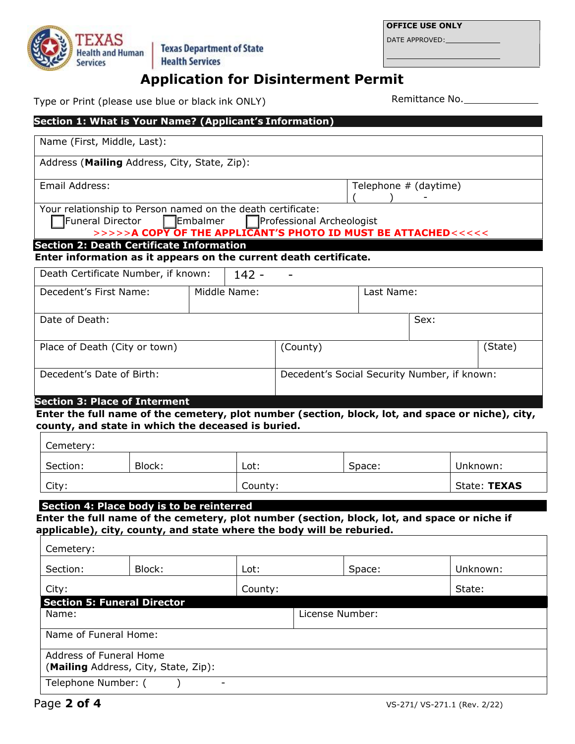Texas Health and Human Services | Texas Department of State Health Services

| OFFICE USE ONLY |
| --- |
| DATE APPROVED: ____________ |
| ____________ |

# Application for Disinterment Permit

Type or Print (please use blue or black ink ONLY)

Remittance No. ____________

## Section 1: What is Your Name? (Applicant's Information)

| Name (First, Middle, Last): | |
| --- | --- |
| Address (**Mailing** Address, City, State, Zip): | |
| Email Address: | Telephone # (daytime) (      )      - |

Your relationship to Person named on the death certificate:

☐ Funeral Director ☐ Embalmer ☐ Professional Archeologist

**>>>>>A COPY OF THE APPLICANT'S PHOTO ID MUST BE ATTACHED<<<<<**

## Section 2: Death Certificate Information

**Enter information as it appears on the current death certificate.**

| Death Certificate Number, if known: | 142 -      - | | |
| --- | --- | --- | --- |
| Decedent's First Name: | Middle Name: | Last Name: | |
| Date of Death: | | Sex: | |
| Place of Death (City or town) | (County) | (State) | |
| Decedent's Date of Birth: | Decedent's Social Security Number, if known: | | |

## Section 3: Place of Interment

**Enter the full name of the cemetery, plot number (section, block, lot, and space or niche), city, county, and state in which the deceased is buried.**

| Cemetery: | | | | |
| --- | --- | --- | --- | --- |
| Section: | Block: | Lot: | Space: | Unknown: |
| City: | | County: | | State: **TEXAS** |

## Section 4: Place body is to be reinterred

**Enter the full name of the cemetery, plot number (section, block, lot, and space or niche if applicable), city, county, and state where the body will be reburied.**

| Cemetery: | | | | |
| --- | --- | --- | --- | --- |
| Section: | Block: | Lot: | Space: | Unknown: |
| City: | | County: | | State: |

## Section 5: Funeral Director

| Name: | License Number: |
| --- | --- |
| Name of Funeral Home: | |
| Address of Funeral Home (**Mailing** Address, City, State, Zip): | |
| Telephone Number: (      )      - | |

VS-271/ VS-271.1 (Rev. 2/22)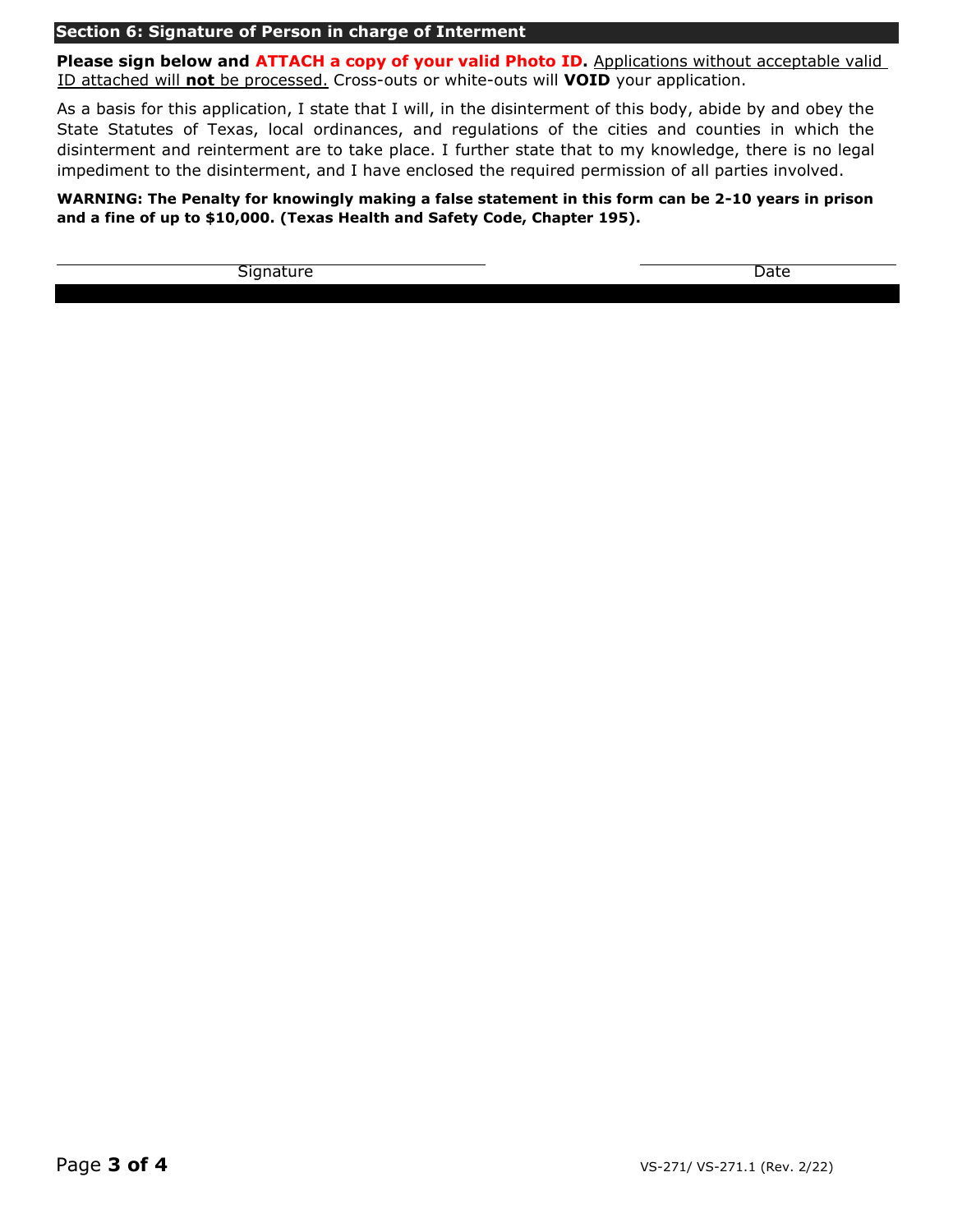## Section 6: Signature of Person in charge of Interment

**Please sign below and ATTACH a copy of your valid Photo ID.** Applications without acceptable valid ID attached will **not** be processed. Cross-outs or white-outs will **VOID** your application.

As a basis for this application, I state that I will, in the disinterment of this body, abide by and obey the State Statutes of Texas, local ordinances, and regulations of the cities and counties in which the disinterment and reinterment are to take place. I further state that to my knowledge, there is no legal impediment to the disinterment, and I have enclosed the required permission of all parties involved.

**WARNING: The Penalty for knowingly making a false statement in this form can be 2-10 years in prison and a fine of up to $10,000. (Texas Health and Safety Code, Chapter 195).**

| Signature | Date |
|---|---|
| | |

VS-271/ VS-271.1 (Rev. 2/22)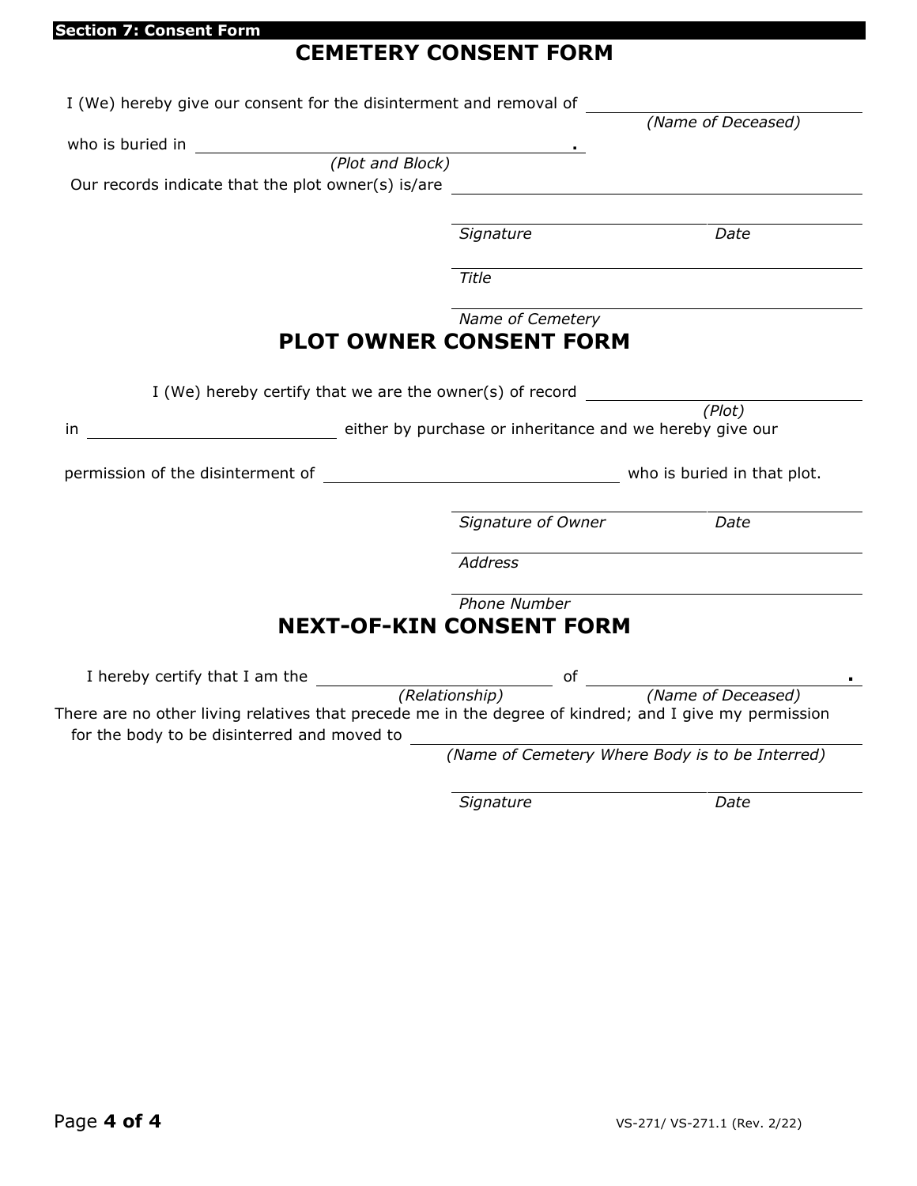**Section 7: Consent Form**

## CEMETERY CONSENT FORM

I (We) hereby give our consent for the disinterment and removal of ______________________
*(Name of Deceased)*

who is buried in ______________________.
*(Plot and Block)*

Our records indicate that the plot owner(s) is/are ______________________

______________________ ______________
*Signature* *Date*

______________________
*Title*

______________________
*Name of Cemetery*

## PLOT OWNER CONSENT FORM

I (We) hereby certify that we are the owner(s) of record ______________________
*(Plot)*

in ______________________ either by purchase or inheritance and we hereby give our

permission of the disinterment of ______________________ who is buried in that plot.

______________________ ______________
*Signature of Owner* *Date*

______________________
*Address*

______________________
*Phone Number*

## NEXT-OF-KIN CONSENT FORM

I hereby certify that I am the ______________________ of ______________________.
*(Relationship)* *(Name of Deceased)*

There are no other living relatives that precede me in the degree of kindred; and I give my permission for the body to be disinterred and moved to ______________________
*(Name of Cemetery Where Body is to be Interred)*

______________________ ______________
*Signature* *Date*

VS-271/ VS-271.1 (Rev. 2/22)